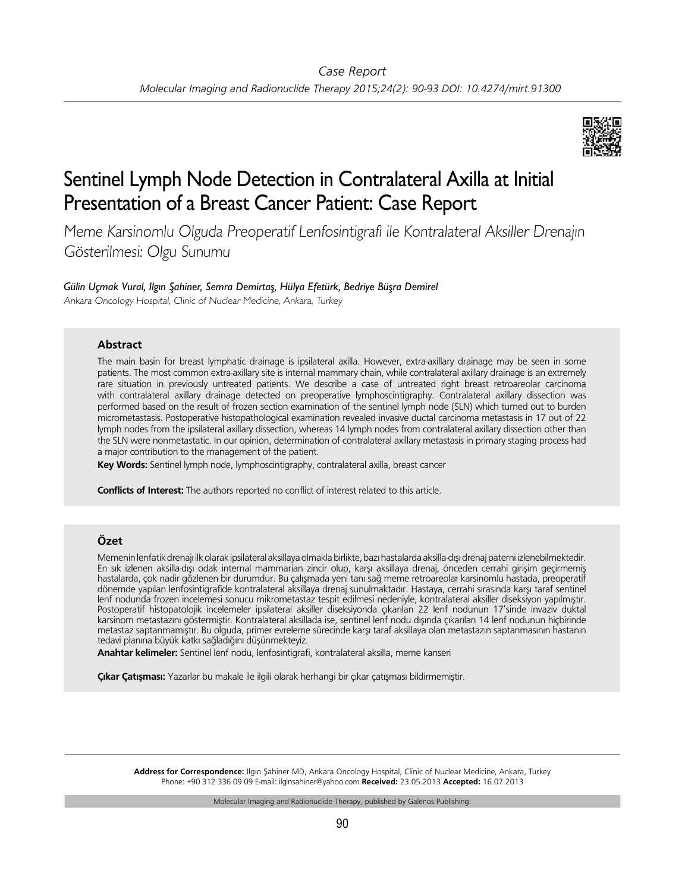*Case Report*

# Sentinel Lymph Node Detection in Contralateral Axilla at Initial Presentation of a Breast Cancer Patient: Case Report

*Meme Karsinomlu Olguda Preoperatif Lenfosintigrafi ile Kontralateral Aksiller Drenajın Gösterilmesi: Olgu Sunumu*

***Gülin Uçmak Vural, Ilgın Şahiner, Semra Demirtaş, Hülya Efetürk, Bedriye Büşra Demirel***

*Ankara Oncology Hospital, Clinic of Nuclear Medicine, Ankara, Turkey*

### Abstract

The main basin for breast lymphatic drainage is ipsilateral axilla. However, extra-axillary drainage may be seen in some patients. The most common extra-axillary site is internal mammary chain, while contralateral axillary drainage is an extremely rare situation in previously untreated patients. We describe a case of untreated right breast retroareolar carcinoma with contralateral axillary drainage detected on preoperative lymphoscintigraphy. Contralateral axillary dissection was performed based on the result of frozen section examination of the sentinel lymph node (SLN) which turned out to burden micrometastasis. Postoperative histopathological examination revealed invasive ductal carcinoma metastasis in 17 out of 22 lymph nodes from the ipsilateral axillary dissection, whereas 14 lymph nodes from contralateral axillary dissection other than the SLN were nonmetastatic. In our opinion, determination of contralateral axillary metastasis in primary staging process had a major contribution to the management of the patient.

**Key Words:** Sentinel lymph node, lymphoscintigraphy, contralateral axilla, breast cancer

**Conflicts of Interest:** The authors reported no conflict of interest related to this article.

### Özet

Memenin lenfatik drenajı ilk olarak ipsilateral aksillaya olmakla birlikte, bazı hastalarda aksilla-dışı drenaj paterni izlenebilmektedir. En sık izlenen aksilla-dışı odak internal mammarian zincir olup, karşı aksillaya drenaj, önceden cerrahi girişim geçirmemiş hastalarda, çok nadir gözlenen bir durumdur. Bu çalışmada yeni tanı sağ meme retroareolar karsinomlu hastada, preoperatif dönemde yapılan lenfosintigrafide kontralateral aksillaya drenaj sunulmaktadır. Hastaya, cerrahi sırasında karşı taraf sentinel lenf nodunda frozen incelemesi sonucu mikrometastaz tespit edilmesi nedeniyle, kontralateral aksiller diseksiyon yapılmıştır. Postoperatif histopatolojik incelemeler ipsilateral aksiller diseksiyonda çıkarılan 22 lenf nodunun 17'sinde invaziv duktal karsinom metastazını göstermiştir. Kontralateral aksillada ise, sentinel lenf nodu dışında çıkarılan 14 lenf nodunun hiçbirinde metastaz saptanmamıştır. Bu olguda, primer evreleme sürecinde karşı taraf aksillaya olan metastazın saptanmasının hastanın tedavi planına büyük katkı sağladığını düşünmekteyiz.

**Anahtar kelimeler:** Sentinel lenf nodu, lenfosintigrafi, kontralateral aksilla, meme kanseri

**Çıkar Çatışması:** Yazarlar bu makale ile ilgili olarak herhangi bir çıkar çatışması bildirmemiştir.

**Address for Correspondence:** Ilgın Şahiner MD, Ankara Oncology Hospital, Clinic of Nuclear Medicine, Ankara, Turkey Phone: +90 312 336 09 09 E-mail: ilginsahiner@yahoo.com **Received:** 23.05.2013 **Accepted:** 16.07.2013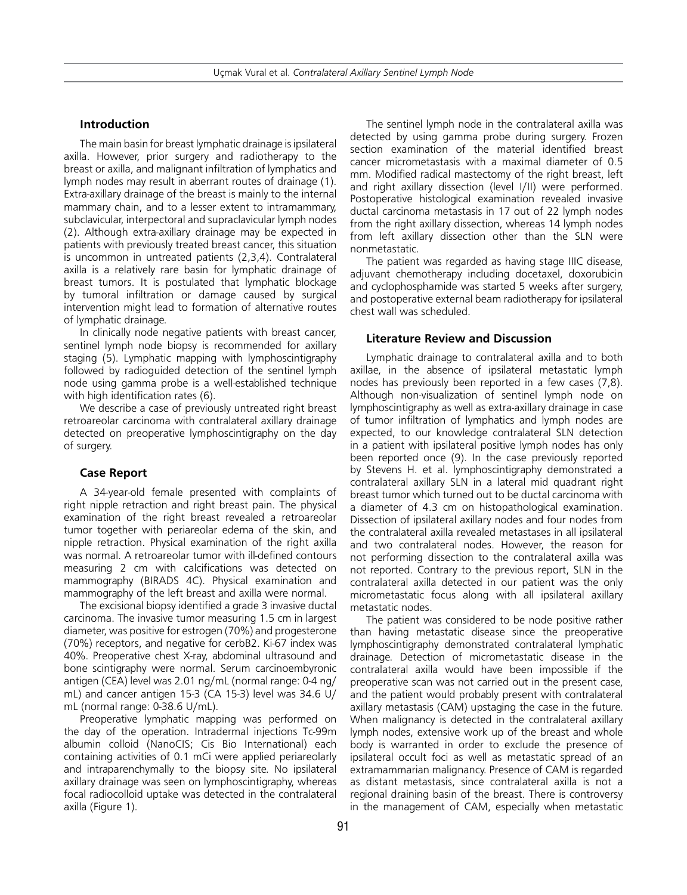## Introduction

The main basin for breast lymphatic drainage is ipsilateral axilla. However, prior surgery and radiotherapy to the breast or axilla, and malignant infiltration of lymphatics and lymph nodes may result in aberrant routes of drainage (1). Extra-axillary drainage of the breast is mainly to the internal mammary chain, and to a lesser extent to intramammary, subclavicular, interpectoral and supraclavicular lymph nodes (2). Although extra-axillary drainage may be expected in patients with previously treated breast cancer, this situation is uncommon in untreated patients (2,3,4). Contralateral axilla is a relatively rare basin for lymphatic drainage of breast tumors. It is postulated that lymphatic blockage by tumoral infiltration or damage caused by surgical intervention might lead to formation of alternative routes of lymphatic drainage.

In clinically node negative patients with breast cancer, sentinel lymph node biopsy is recommended for axillary staging (5). Lymphatic mapping with lymphoscintigraphy followed by radioguided detection of the sentinel lymph node using gamma probe is a well-established technique with high identification rates (6).

We describe a case of previously untreated right breast retroareolar carcinoma with contralateral axillary drainage detected on preoperative lymphoscintigraphy on the day of surgery.

## Case Report

A 34-year-old female presented with complaints of right nipple retraction and right breast pain. The physical examination of the right breast revealed a retroareolar tumor together with periareolar edema of the skin, and nipple retraction. Physical examination of the right axilla was normal. A retroareolar tumor with ill-defined contours measuring 2 cm with calcifications was detected on mammography (BIRADS 4C). Physical examination and mammography of the left breast and axilla were normal.

The excisional biopsy identified a grade 3 invasive ductal carcinoma. The invasive tumor measuring 1.5 cm in largest diameter, was positive for estrogen (70%) and progesterone (70%) receptors, and negative for cerbB2. Ki-67 index was 40%. Preoperative chest X-ray, abdominal ultrasound and bone scintigraphy were normal. Serum carcinoembryonic antigen (CEA) level was 2.01 ng/mL (normal range: 0-4 ng/mL) and cancer antigen 15-3 (CA 15-3) level was 34.6 U/mL (normal range: 0-38.6 U/mL).

Preoperative lymphatic mapping was performed on the day of the operation. Intradermal injections Tc-99m albumin colloid (NanoCIS; Cis Bio International) each containing activities of 0.1 mCi were applied periareolarly and intraparenchymally to the biopsy site. No ipsilateral axillary drainage was seen on lymphoscintigraphy, whereas focal radiocolloid uptake was detected in the contralateral axilla (Figure 1).

The sentinel lymph node in the contralateral axilla was detected by using gamma probe during surgery. Frozen section examination of the material identified breast cancer micrometastasis with a maximal diameter of 0.5 mm. Modified radical mastectomy of the right breast, left and right axillary dissection (level I/II) were performed. Postoperative histological examination revealed invasive ductal carcinoma metastasis in 17 out of 22 lymph nodes from the right axillary dissection, whereas 14 lymph nodes from left axillary dissection other than the SLN were nonmetastatic.

The patient was regarded as having stage IIIC disease, adjuvant chemotherapy including docetaxel, doxorubicin and cyclophosphamide was started 5 weeks after surgery, and postoperative external beam radiotherapy for ipsilateral chest wall was scheduled.

## Literature Review and Discussion

Lymphatic drainage to contralateral axilla and to both axillae, in the absence of ipsilateral metastatic lymph nodes has previously been reported in a few cases (7,8). Although non-visualization of sentinel lymph node on lymphoscintigraphy as well as extra-axillary drainage in case of tumor infiltration of lymphatics and lymph nodes are expected, to our knowledge contralateral SLN detection in a patient with ipsilateral positive lymph nodes has only been reported once (9). In the case previously reported by Stevens H. et al. lymphoscintigraphy demonstrated a contralateral axillary SLN in a lateral mid quadrant right breast tumor which turned out to be ductal carcinoma with a diameter of 4.3 cm on histopathological examination. Dissection of ipsilateral axillary nodes and four nodes from the contralateral axilla revealed metastases in all ipsilateral and two contralateral nodes. However, the reason for not performing dissection to the contralateral axilla was not reported. Contrary to the previous report, SLN in the contralateral axilla detected in our patient was the only micrometastatic focus along with all ipsilateral axillary metastatic nodes.

The patient was considered to be node positive rather than having metastatic disease since the preoperative lymphoscintigraphy demonstrated contralateral lymphatic drainage. Detection of micrometastatic disease in the contralateral axilla would have been impossible if the preoperative scan was not carried out in the present case, and the patient would probably present with contralateral axillary metastasis (CAM) upstaging the case in the future. When malignancy is detected in the contralateral axillary lymph nodes, extensive work up of the breast and whole body is warranted in order to exclude the presence of ipsilateral occult foci as well as metastatic spread of an extramammarian malignancy. Presence of CAM is regarded as distant metastasis, since contralateral axilla is not a regional draining basin of the breast. There is controversy in the management of CAM, especially when metastatic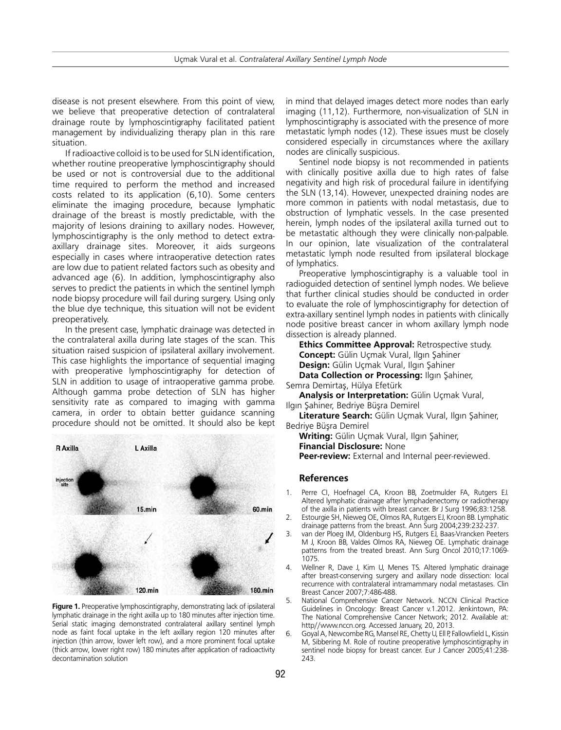disease is not present elsewhere. From this point of view, we believe that preoperative detection of contralateral drainage route by lymphoscintigraphy facilitated patient management by individualizing therapy plan in this rare situation.

If radioactive colloid is to be used for SLN identification, whether routine preoperative lymphoscintigraphy should be used or not is controversial due to the additional time required to perform the method and increased costs related to its application (6,10). Some centers eliminate the imaging procedure, because lymphatic drainage of the breast is mostly predictable, with the majority of lesions draining to axillary nodes. However, lymphoscintigraphy is the only method to detect extra-axillary drainage sites. Moreover, it aids surgeons especially in cases where intraoperative detection rates are low due to patient related factors such as obesity and advanced age (6). In addition, lymphoscintigraphy also serves to predict the patients in which the sentinel lymph node biopsy procedure will fail during surgery. Using only the blue dye technique, this situation will not be evident preoperatively.

In the present case, lymphatic drainage was detected in the contralateral axilla during late stages of the scan. This situation raised suspicion of ipsilateral axillary involvement. This case highlights the importance of sequential imaging with preoperative lymphoscintigraphy for detection of SLN in addition to usage of intraoperative gamma probe. Although gamma probe detection of SLN has higher sensitivity rate as compared to imaging with gamma camera, in order to obtain better guidance scanning procedure should not be omitted. It should also be kept in mind that delayed images detect more nodes than early imaging (11,12). Furthermore, non-visualization of SLN in lymphoscintigraphy is associated with the presence of more metastatic lymph nodes (12). These issues must be closely considered especially in circumstances where the axillary nodes are clinically suspicious.

**Figure 1.** Preoperative lymphoscintigraphy, demonstrating lack of ipsilateral lymphatic drainage in the right axilla up to 180 minutes after injection time. Serial static imaging demonstrated contralateral axillary sentinel lymph node as faint focal uptake in the left axillary region 120 minutes after injection (thin arrow, lower left row), and a more prominent focal uptake (thick arrow, lower right row) 180 minutes after application of radioactivity decontamination solution

Sentinel node biopsy is not recommended in patients with clinically positive axilla due to high rates of false negativity and high risk of procedural failure in identifying the SLN (13,14). However, unexpected draining nodes are more common in patients with nodal metastasis, due to obstruction of lymphatic vessels. In the case presented herein, lymph nodes of the ipsilateral axilla turned out to be metastatic although they were clinically non-palpable. In our opinion, late visualization of the contralateral metastatic lymph node resulted from ipsilateral blockage of lymphatics.

Preoperative lymphoscintigraphy is a valuable tool in radioguided detection of sentinel lymph nodes. We believe that further clinical studies should be conducted in order to evaluate the role of lymphoscintigraphy for detection of extra-axillary sentinel lymph nodes in patients with clinically node positive breast cancer in whom axillary lymph node dissection is already planned.

**Ethics Committee Approval:** Retrospective study.

**Concept:** Gülin Uçmak Vural, Ilgın Şahiner

**Design:** Gülin Uçmak Vural, Ilgın Şahiner

**Data Collection or Processing:** Ilgın Şahiner, Semra Demirtaş, Hülya Efetürk

**Analysis or Interpretation:** Gülin Uçmak Vural, Ilgın Şahiner, Bedriye Büşra Demirel

**Literature Search:** Gülin Uçmak Vural, Ilgın Şahiner, Bedriye Büşra Demirel

**Writing:** Gülin Uçmak Vural, Ilgın Şahiner,

**Financial Disclosure:** None

**Peer-review:** External and Internal peer-reviewed.

## References

1. Perre CI, Hoefnagel CA, Kroon BB, Zoetmulder FA, Rutgers EJ. Altered lymphatic drainage after lymphadenectomy or radiotherapy of the axilla in patients with breast cancer. Br J Surg 1996;83:1258.
2. Estourgie SH, Nieweg OE, Olmos RA, Rutgers EJ, Kroon BB. Lymphatic drainage patterns from the breast. Ann Surg 2004;239:232-237.
3. van der Ploeg IM, Oldenburg HS, Rutgers EJ, Baas-Vrancken Peeters M J, Kroon BB, Valdes Olmos RA, Nieweg OE. Lymphatic drainage patterns from the treated breast. Ann Surg Oncol 2010;17:1069-1075.
4. Wellner R, Dave J, Kim U, Menes TS. Altered lymphatic drainage after breast-conserving surgery and axillary node dissection: local recurrence with contralateral intramammary nodal metastases. Clin Breast Cancer 2007;7:486-488.
5. National Comprehensive Cancer Network. NCCN Clinical Practice Guidelines in Oncology: Breast Cancer v.1.2012. Jenkintown, PA: The National Comprehensive Cancer Network; 2012. Available at: http//www.nccn.org. Accessed January, 20, 2013.
6. Goyal A, Newcombe RG, Mansel RE, Chetty U, Ell P, Fallowfield L, Kissin M, Sibbering M. Role of routine preoperative lymphoscintigraphy in sentinel node biopsy for breast cancer. Eur J Cancer 2005;41:238-243.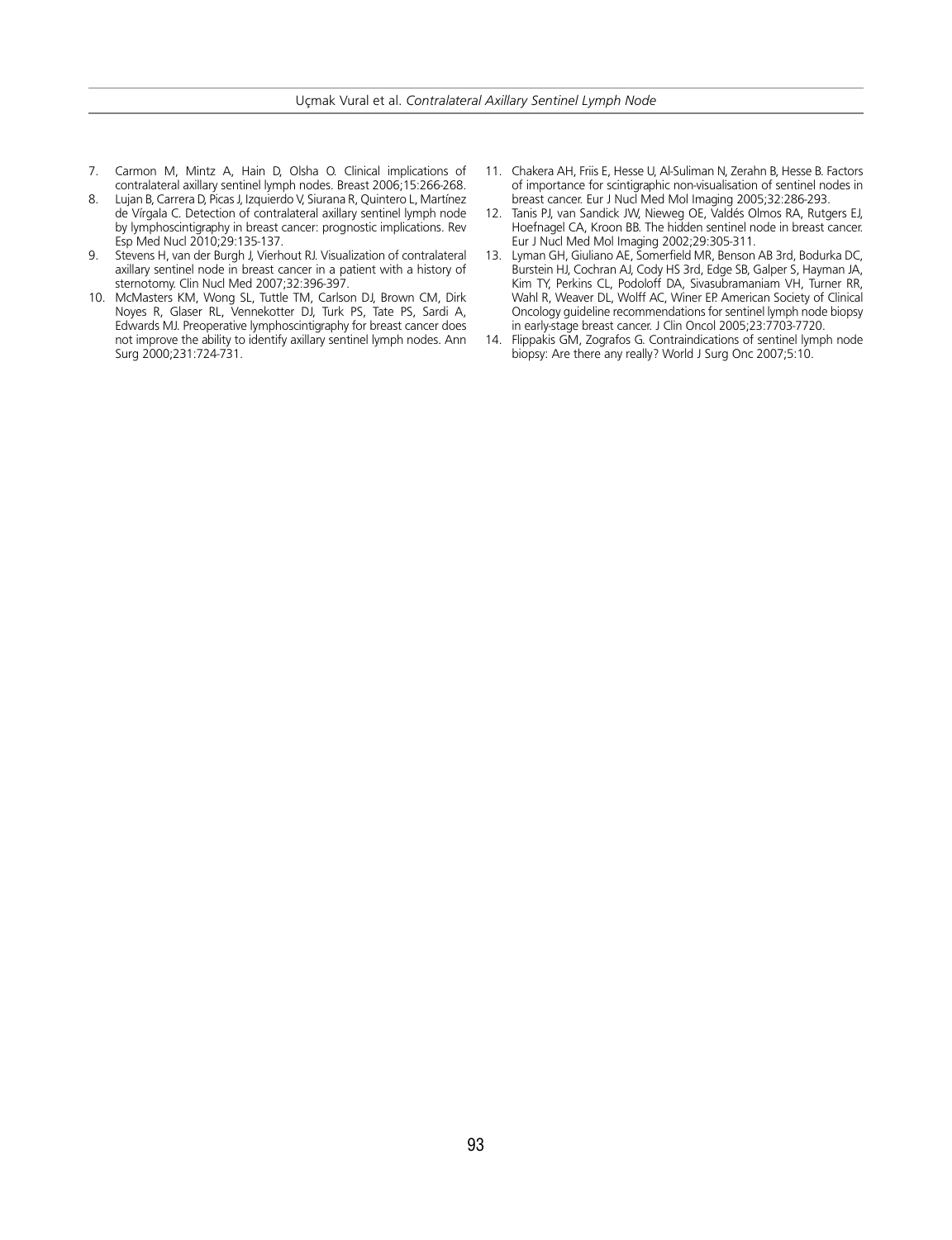7. Carmon M, Mintz A, Hain D, Olsha O. Clinical implications of contralateral axillary sentinel lymph nodes. Breast 2006;15:266-268.
8. Lujan B, Carrera D, Picas J, Izquierdo V, Siurana R, Quintero L, Martínez de Vírgala C. Detection of contralateral axillary sentinel lymph node by lymphoscintigraphy in breast cancer: prognostic implications. Rev Esp Med Nucl 2010;29:135-137.
9. Stevens H, van der Burgh J, Vierhout RJ. Visualization of contralateral axillary sentinel node in breast cancer in a patient with a history of sternotomy. Clin Nucl Med 2007;32:396-397.
10. McMasters KM, Wong SL, Tuttle TM, Carlson DJ, Brown CM, Dirk Noyes R, Glaser RL, Vennekotter DJ, Turk PS, Tate PS, Sardi A, Edwards MJ. Preoperative lymphoscintigraphy for breast cancer does not improve the ability to identify axillary sentinel lymph nodes. Ann Surg 2000;231:724-731.
11. Chakera AH, Friis E, Hesse U, Al-Suliman N, Zerahn B, Hesse B. Factors of importance for scintigraphic non-visualisation of sentinel nodes in breast cancer. Eur J Nucl Med Mol Imaging 2005;32:286-293.
12. Tanis PJ, van Sandick JW, Nieweg OE, Valdés Olmos RA, Rutgers EJ, Hoefnagel CA, Kroon BB. The hidden sentinel node in breast cancer. Eur J Nucl Med Mol Imaging 2002;29:305-311.
13. Lyman GH, Giuliano AE, Somerfield MR, Benson AB 3rd, Bodurka DC, Burstein HJ, Cochran AJ, Cody HS 3rd, Edge SB, Galper S, Hayman JA, Kim TY, Perkins CL, Podoloff DA, Sivasubramaniam VH, Turner RR, Wahl R, Weaver DL, Wolff AC, Winer EP. American Society of Clinical Oncology guideline recommendations for sentinel lymph node biopsy in early-stage breast cancer. J Clin Oncol 2005;23:7703-7720.
14. Flippakis GM, Zografos G. Contraindications of sentinel lymph node biopsy: Are there any really? World J Surg Onc 2007;5:10.